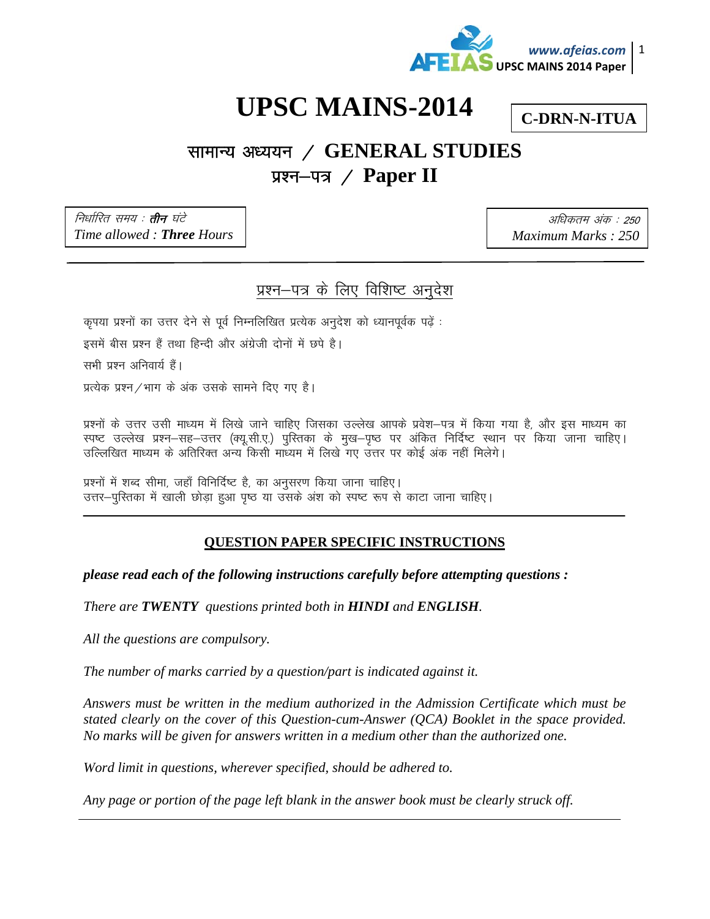# UPSC MAINS-2014

**C-DRN-N-ITUA**

## सामान्य अध्ययन / GENERAL STUDIES

## प्रश्न–पत्र / Paper II

| निर्धारित समय : **तीन** घंटे<br>*Time allowed : **Three** Hours* | अधिकतम अंक : 250<br>*Maximum Marks : 250* |
|---|---|

### प्रश्न–पत्र के लिए विशिष्ट अनुदेश

कृपया प्रश्नों का उत्तर देने से पूर्व निम्नलिखित प्रत्येक अनुदेश को ध्यानपूर्वक पढ़ें :

इसमें बीस प्रश्न हैं तथा हिन्दी और अंग्रेजी दोनों में छपे है।

सभी प्रश्न अनिवार्य हैं।

प्रत्येक प्रश्न/भाग के अंक उसके सामने दिए गए है।

प्रश्नों के उत्तर उसी माध्यम में लिखे जाने चाहिए जिसका उल्लेख आपके प्रवेश–पत्र में किया गया है, और इस माध्यम का स्पष्ट उल्लेख प्रश्न–सह–उत्तर (क्यू.सी.ए.) पुस्तिका के मुख–पृष्ठ पर अंकित निर्दिष्ट स्थान पर किया जाना चाहिए। उल्लिखित माध्यम के अतिरिक्त अन्य किसी माध्यम में लिखे गए उत्तर पर कोई अंक नहीं मिलेंगे।

प्रश्नों में शब्द सीमा, जहाँ विनिर्दिष्ट है, का अनुसरण किया जाना चाहिए।
उत्तर–पुस्तिका में खाली छोड़ा हुआ पृष्ठ या उसके अंश को स्पष्ट रूप से काटा जाना चाहिए।

---

### QUESTION PAPER SPECIFIC INSTRUCTIONS

***please read each of the following instructions carefully before attempting questions :***

*There are **TWENTY** questions printed both in **HINDI** and **ENGLISH**.*

*All the questions are compulsory.*

*The number of marks carried by a question/part is indicated against it.*

*Answers must be written in the medium authorized in the Admission Certificate which must be stated clearly on the cover of this Question-cum-Answer (QCA) Booklet in the space provided. No marks will be given for answers written in a medium other than the authorized one.*

*Word limit in questions, wherever specified, should be adhered to.*

*Any page or portion of the page left blank in the answer book must be clearly struck off.*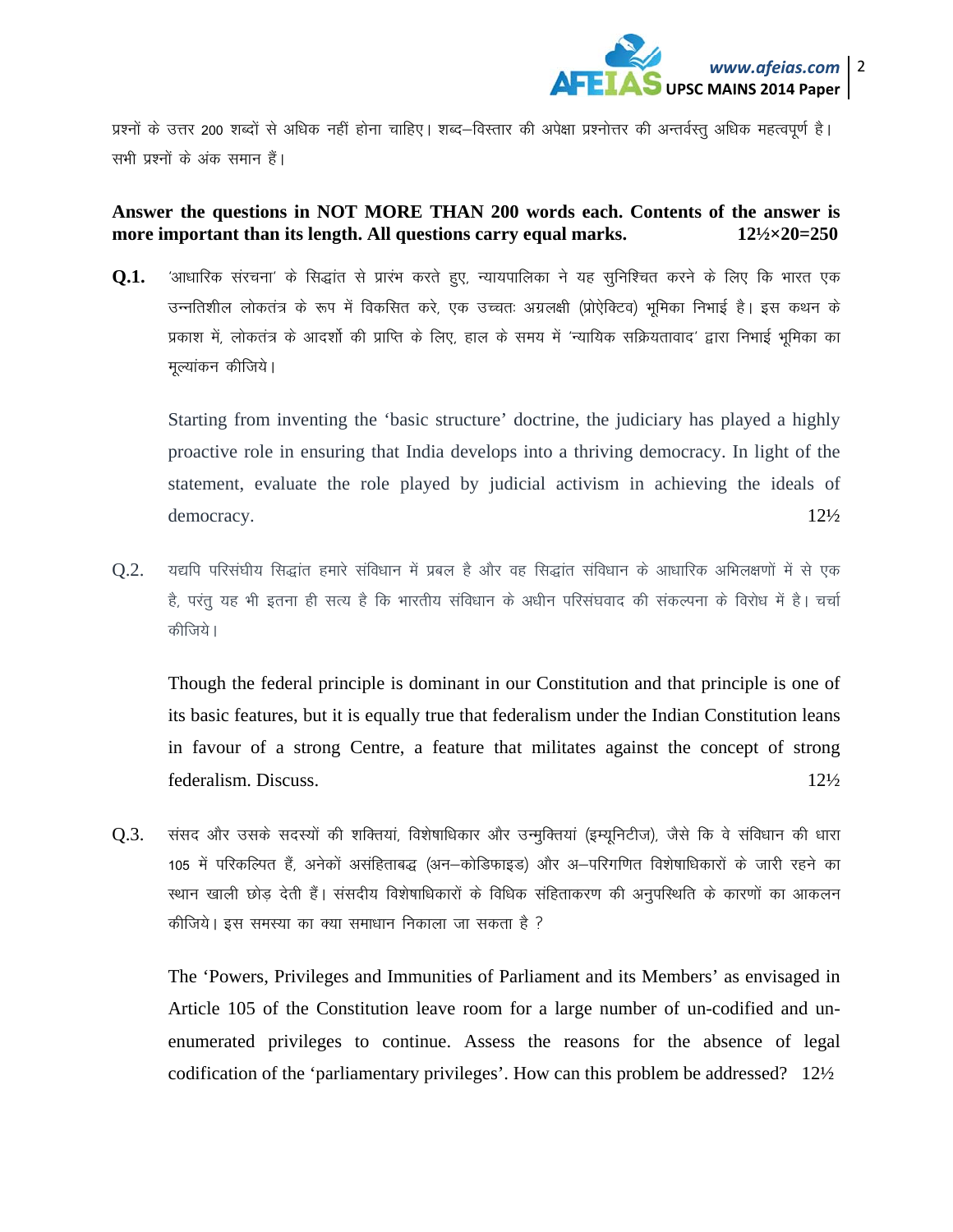प्रश्नों के उत्तर 200 शब्दों से अधिक नहीं होना चाहिए। शब्द–विस्तार की अपेक्षा प्रश्नोत्तर की अन्तर्वस्तु अधिक महत्वपूर्ण है। सभी प्रश्नों के अंक समान हैं।

**Answer the questions in NOT MORE THAN 200 words each. Contents of the answer is more important than its length. All questions carry equal marks. 12½×20=250**

**Q.1.** 'आधारिक संरचना' के सिद्धांत से प्रारंभ करते हुए, न्यायपालिका ने यह सुनिश्चित करने के लिए कि भारत एक उन्नतिशील लोकतंत्र के रूप में विकसित करे, एक उच्चतः अग्रलक्षी (प्रोऐक्टिव) भूमिका निभाई है। इस कथन के प्रकाश में, लोकतंत्र के आदर्शो की प्राप्ति के लिए, हाल के समय में 'न्यायिक सक्रियतावाद' द्वारा निभाई भूमिका का मूल्यांकन कीजिये।

Starting from inventing the 'basic structure' doctrine, the judiciary has played a highly proactive role in ensuring that India develops into a thriving democracy. In light of the statement, evaluate the role played by judicial activism in achieving the ideals of democracy. 12½

Q.2. यद्यपि परिसंघीय सिद्धांत हमारे संविधान में प्रबल है और वह सिद्धांत संविधान के आधारिक अभिलक्षणों में से एक है, परंतु यह भी इतना ही सत्य है कि भारतीय संविधान के अधीन परिसंघवाद की संकल्पना के विरोध में है। चर्चा कीजिये।

Though the federal principle is dominant in our Constitution and that principle is one of its basic features, but it is equally true that federalism under the Indian Constitution leans in favour of a strong Centre, a feature that militates against the concept of strong federalism. Discuss. 12½

Q.3. संसद और उसके सदस्यों की शक्तियां, विशेषाधिकार और उन्मुक्तियां (इम्यूनिटीज), जैसे कि वे संविधान की धारा 105 में परिकल्पित हैं, अनेकों असंहिताबद्ध (अन–कोडिफाइड) और अ–परिगणित विशेषाधिकारों के जारी रहने का स्थान खाली छोड़ देती हैं। संसदीय विशेषाधिकारों के विधिक संहिताकरण की अनुपस्थिति के कारणों का आकलन कीजिये। इस समस्या का क्या समाधान निकाला जा सकता है ?

The 'Powers, Privileges and Immunities of Parliament and its Members' as envisaged in Article 105 of the Constitution leave room for a large number of un-codified and un-enumerated privileges to continue. Assess the reasons for the absence of legal codification of the 'parliamentary privileges'. How can this problem be addressed? 12½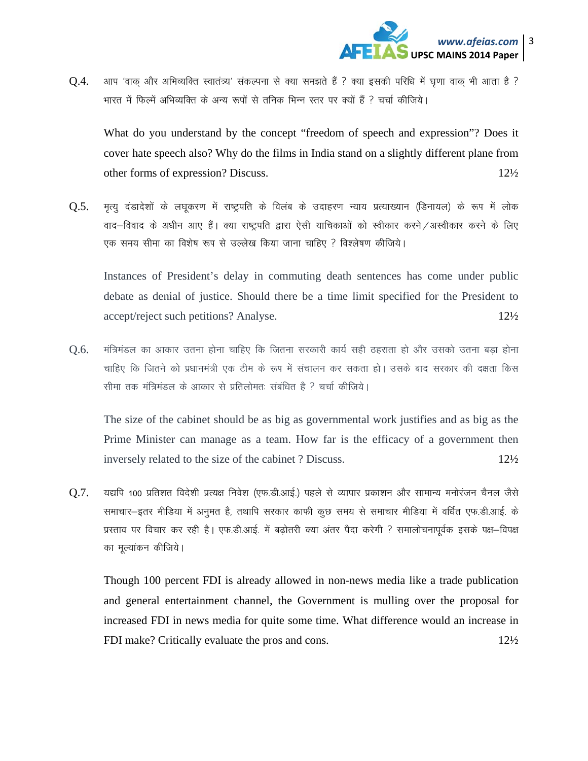Q.4. आप 'वाक् और अभिव्यक्ति स्वातंत्र्य' संकल्पना से क्या समझते हैं ? क्या इसकी परिधि में घृणा वाक् भी आता है ? भारत में फिल्में अभिव्यक्ति के अन्य रूपों से तनिक भिन्न स्तर पर क्यों हैं ? चर्चा कीजिये।

What do you understand by the concept "freedom of speech and expression"? Does it cover hate speech also? Why do the films in India stand on a slightly different plane from other forms of expression? Discuss. 12½

Q.5. मृत्यु दंडादेशों के लघूकरण में राष्ट्रपति के विलंब के उदाहरण न्याय प्रत्याख्यान (डिनायल) के रूप में लोक वाद–विवाद के अधीन आए हैं। क्या राष्ट्रपति द्वारा ऐसी याचिकाओं को स्वीकार करने/अस्वीकार करने के लिए एक समय सीमा का विशेष रूप से उल्लेख किया जाना चाहिए ? विश्लेषण कीजिये।

Instances of President's delay in commuting death sentences has come under public debate as denial of justice. Should there be a time limit specified for the President to accept/reject such petitions? Analyse. 12½

Q.6. मंत्रिमंडल का आकार उतना होना चाहिए कि जितना सरकारी कार्य सही ठहराता हो और उसको उतना बड़ा होना चाहिए कि जितने को प्रधानमंत्री एक टीम के रूप में संचालन कर सकता हो। उसके बाद सरकार की दक्षता किस सीमा तक मंत्रिमंडल के आकार से प्रतिलोमतः संबंधित है ? चर्चा कीजिये।

The size of the cabinet should be as big as governmental work justifies and as big as the Prime Minister can manage as a team. How far is the efficacy of a government then inversely related to the size of the cabinet ? Discuss. 12½

Q.7. यद्यपि 100 प्रतिशत विदेशी प्रत्यक्ष निवेश (एफ.डी.आई.) पहले से व्यापार प्रकाशन और सामान्य मनोरंजन चैनल जैसे समाचार–इतर मीडिया में अनुमत है, तथापि सरकार काफी कुछ समय से समाचार मीडिया में वर्धित एफ.डी.आई. के प्रस्ताव पर विचार कर रही है। एफ.डी.आई. में बढ़ोतरी क्या अंतर पैदा करेगी ? समालोचनापूर्वक इसके पक्ष–विपक्ष का मूल्यांकन कीजिये।

Though 100 percent FDI is already allowed in non-news media like a trade publication and general entertainment channel, the Government is mulling over the proposal for increased FDI in news media for quite some time. What difference would an increase in FDI make? Critically evaluate the pros and cons. 12½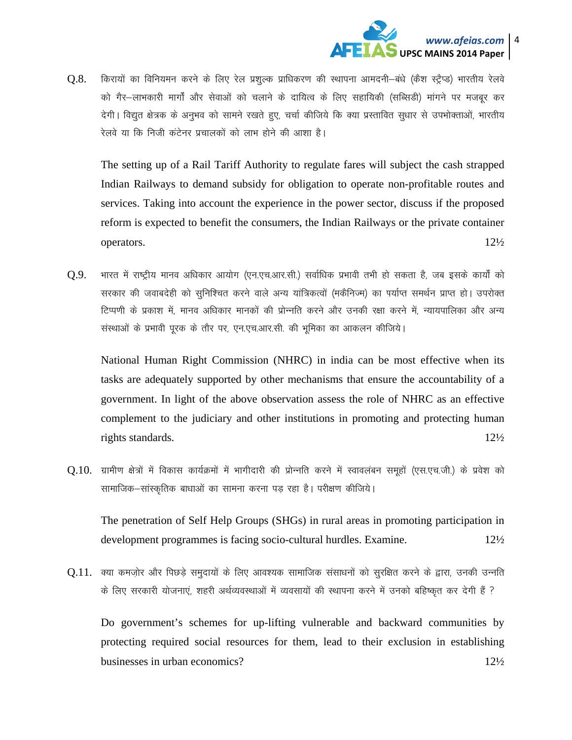Q.8. किरायों का विनियमन करने के लिए रेल प्रशुल्क प्राधिकरण की स्थापना आमदनी–बंधे (कैश स्ट्रैप्ड) भारतीय रेलवे को गैर–लाभकारी मार्गों और सेवाओं को चलाने के दायित्व के लिए सहायिकी (सब्सिडी) मांगने पर मजबूर कर देगी। विद्युत क्षेत्रक के अनुभव को सामने रखते हुए, चर्चा कीजिये कि क्या प्रस्तावित सुधार से उपभोक्ताओं, भारतीय रेलवे या कि निजी कंटेनर प्रचालकों को लाभ होने की आशा है।

The setting up of a Rail Tariff Authority to regulate fares will subject the cash strapped Indian Railways to demand subsidy for obligation to operate non-profitable routes and services. Taking into account the experience in the power sector, discuss if the proposed reform is expected to benefit the consumers, the Indian Railways or the private container operators. 12½

Q.9. भारत में राष्ट्रीय मानव अधिकार आयोग (एन.एच.आर.सी.) सर्वाधिक प्रभावी तभी हो सकता है, जब इसके कार्यों को सरकार की जवाबदेही को सुनिश्चित करने वाले अन्य यांत्रिकत्वों (मकैनिज्म) का पर्याप्त समर्थन प्राप्त हो। उपरोक्त टिप्पणी के प्रकाश में, मानव अधिकार मानकों की प्रोन्नति करने और उनकी रक्षा करने में, न्यायपालिका और अन्य संस्थाओं के प्रभावी पूरक के तौर पर, एन.एच.आर.सी. की भूमिका का आकलन कीजिये।

National Human Right Commission (NHRC) in india can be most effective when its tasks are adequately supported by other mechanisms that ensure the accountability of a government. In light of the above observation assess the role of NHRC as an effective complement to the judiciary and other institutions in promoting and protecting human rights standards. 12½

Q.10. ग्रामीण क्षेत्रों में विकास कार्यक्रमों में भागीदारी की प्रोन्नति करने में स्वावलंबन समूहों (एस.एच.जी.) के प्रवेश को सामाजिक–सांस्कृतिक बाधाओं का सामना करना पड़ रहा है। परीक्षण कीजिये।

The penetration of Self Help Groups (SHGs) in rural areas in promoting participation in development programmes is facing socio-cultural hurdles. Examine. 12½

Q.11. क्या कमज़ोर और पिछड़े समुदायों के लिए आवश्यक सामाजिक संसाधनों को सुरक्षित करने के द्वारा, उनकी उन्नति के लिए सरकारी योजनाएं, शहरी अर्थव्यवस्थाओं में व्यवसायों की स्थापना करने में उनको बहिष्कृत कर देगी हैं ?

Do government's schemes for up-lifting vulnerable and backward communities by protecting required social resources for them, lead to their exclusion in establishing businesses in urban economics? 12½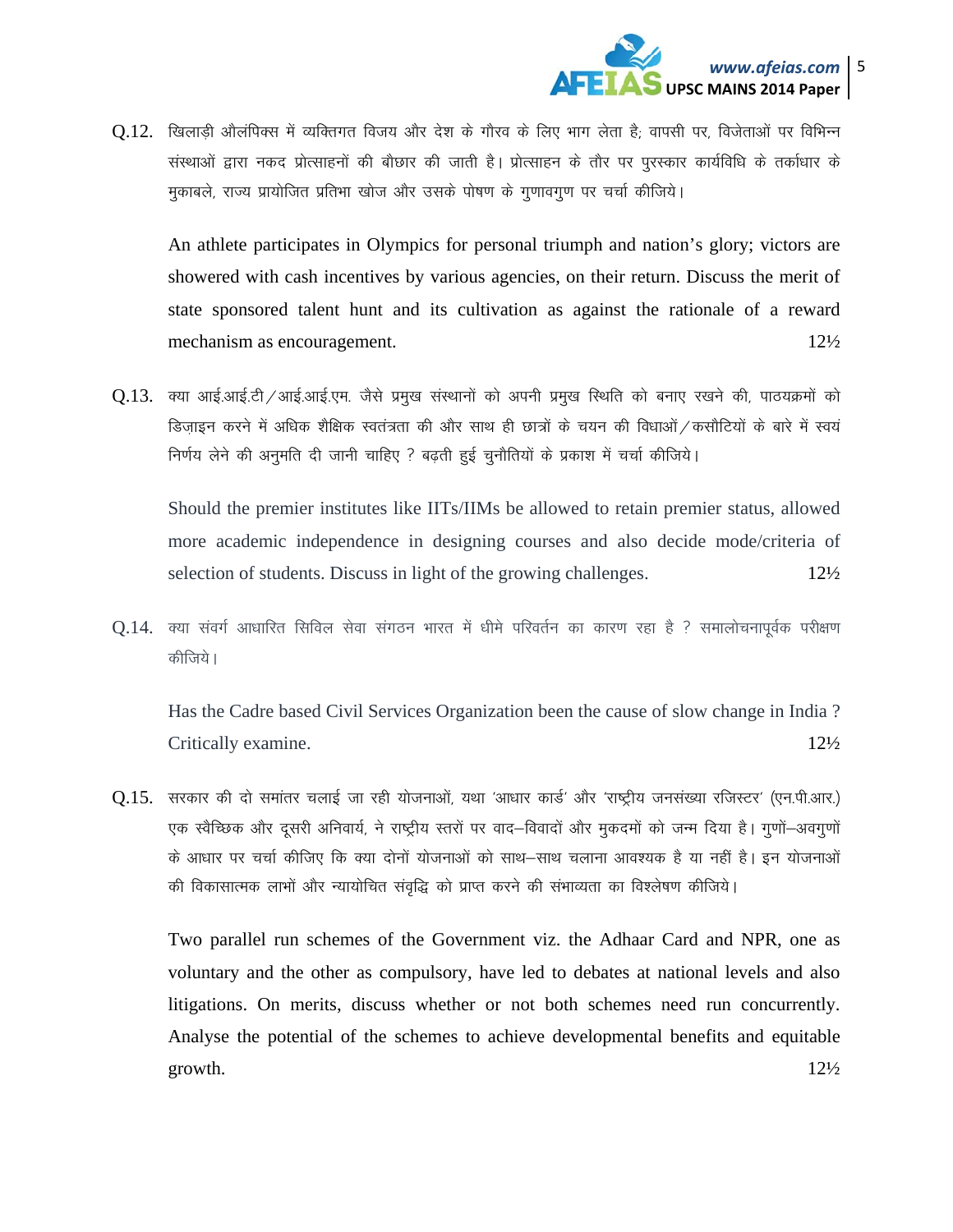Q.12. खिलाड़ी औलंपिक्स में व्यक्तिगत विजय और देश के गौरव के लिए भाग लेता है; वापसी पर, विजेताओं पर विभिन्न संस्थाओं द्वारा नकद प्रोत्साहनों की बौछार की जाती है। प्रोत्साहन के तौर पर पुरस्कार कार्यविधि के तर्काधार के मुकाबले, राज्य प्रायोजित प्रतिभा खोज और उसके पोषण के गुणावगुण पर चर्चा कीजिये।

An athlete participates in Olympics for personal triumph and nation's glory; victors are showered with cash incentives by various agencies, on their return. Discuss the merit of state sponsored talent hunt and its cultivation as against the rationale of a reward mechanism as encouragement. 12½

Q.13. क्या आई.आई.टी / आई.आई.एम. जैसे प्रमुख संस्थानों को अपनी प्रमुख स्थिति को बनाए रखने की, पाठयक्रमों को डिज़ाइन करने में अधिक शैक्षिक स्वतंत्रता की और साथ ही छात्रों के चयन की विधाओं / कसौटियों के बारे में स्वयं निर्णय लेने की अनुमति दी जानी चाहिए ? बढ़ती हुई चुनौतियों के प्रकाश में चर्चा कीजिये।

Should the premier institutes like IITs/IIMs be allowed to retain premier status, allowed more academic independence in designing courses and also decide mode/criteria of selection of students. Discuss in light of the growing challenges. 12½

Q.14. क्या संवर्ग आधारित सिविल सेवा संगठन भारत में धीमे परिवर्तन का कारण रहा है ? समालोचनापूर्वक परीक्षण कीजिये।

Has the Cadre based Civil Services Organization been the cause of slow change in India ? Critically examine. 12½

Q.15. सरकार की दो समांतर चलाई जा रही योजनाओं, यथा 'आधार कार्ड' और 'राष्ट्रीय जनसंख्या रजिस्टर' (एन.पी.आर.) एक स्वैच्छिक और दूसरी अनिवार्य, ने राष्ट्रीय स्तरों पर वाद–विवादों और मुकदमों को जन्म दिया है। गुणों–अवगुणों के आधार पर चर्चा कीजिए कि क्या दोनों योजनाओं को साथ–साथ चलाना आवश्यक है या नहीं है। इन योजनाओं की विकासात्मक लाभों और न्यायोचित संवृद्धि को प्राप्त करने की संभाव्यता का विश्लेषण कीजिये।

Two parallel run schemes of the Government viz. the Adhaar Card and NPR, one as voluntary and the other as compulsory, have led to debates at national levels and also litigations. On merits, discuss whether or not both schemes need run concurrently. Analyse the potential of the schemes to achieve developmental benefits and equitable growth. 12½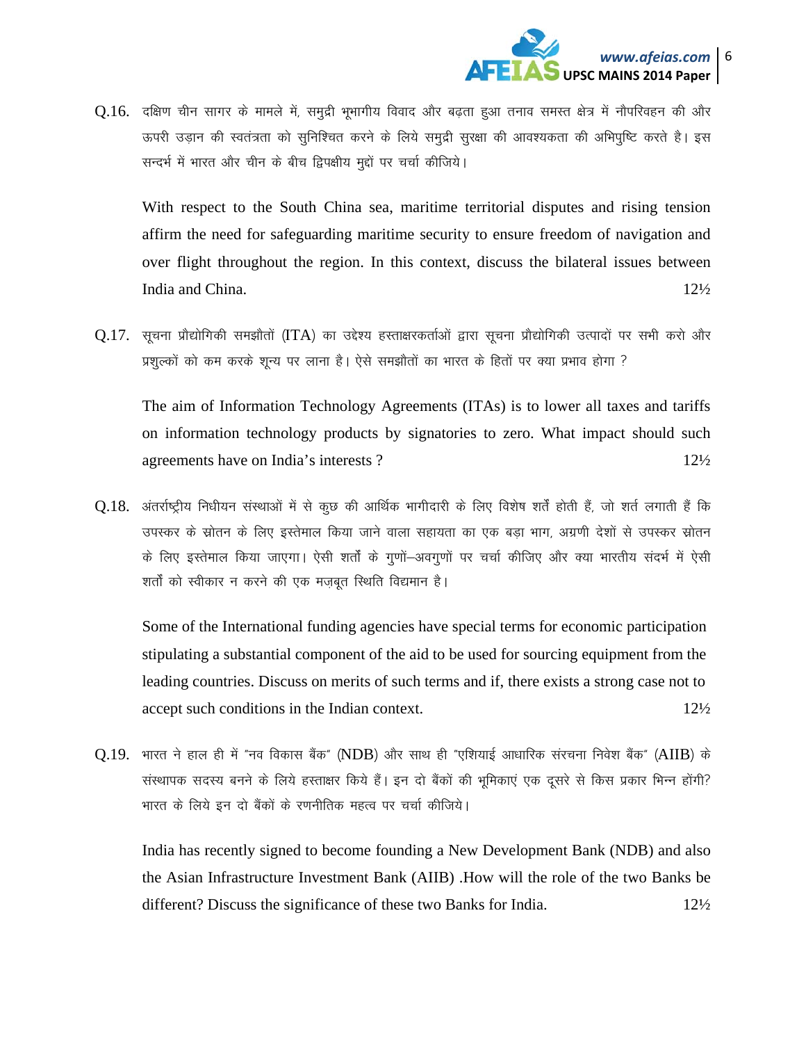Q.16. दक्षिण चीन सागर के मामले में, समुद्री भूभागीय विवाद और बढ़ता हुआ तनाव समस्त क्षेत्र में नौपरिवहन की और ऊपरी उड़ान की स्वतंत्रता को सुनिश्चित करने के लिये समुद्री सुरक्षा की आवश्यकता की अभिपुष्टि करते है। इस सन्दर्भ में भारत और चीन के बीच द्विपक्षीय मुद्दों पर चर्चा कीजिये।

With respect to the South China sea, maritime territorial disputes and rising tension affirm the need for safeguarding maritime security to ensure freedom of navigation and over flight throughout the region. In this context, discuss the bilateral issues between India and China. 12½

Q.17. सूचना प्रौद्योगिकी समझौतों (ITA) का उद्देश्य हस्ताक्षरकर्ताओं द्वारा सूचना प्रौद्योगिकी उत्पादों पर सभी करो और प्रशुल्कों को कम करके शून्य पर लाना है। ऐसे समझौतों का भारत के हितों पर क्या प्रभाव होगा ?

The aim of Information Technology Agreements (ITAs) is to lower all taxes and tariffs on information technology products by signatories to zero. What impact should such agreements have on India's interests ? 12½

Q.18. अंतर्राष्ट्रीय निधीयन संस्थाओं में से कुछ की आर्थिक भागीदारी के लिए विशेष शर्तें होती हैं, जो शर्त लगाती हैं कि उपस्कर के स्रोतन के लिए इस्तेमाल किया जाने वाला सहायता का एक बड़ा भाग, अग्रणी देशों से उपस्कर स्रोतन के लिए इस्तेमाल किया जाएगा। ऐसी शर्तों के गुणों–अवगुणों पर चर्चा कीजिए और क्या भारतीय संदर्भ में ऐसी शर्तों को स्वीकार न करने की एक मज़बूत स्थिति विद्यमान है।

Some of the International funding agencies have special terms for economic participation stipulating a substantial component of the aid to be used for sourcing equipment from the leading countries. Discuss on merits of such terms and if, there exists a strong case not to accept such conditions in the Indian context. 12½

Q.19. भारत ने हाल ही में "नव विकास बैंक" (NDB) और साथ ही "एशियाई आधारिक संरचना निवेश बैंक" (AIIB) के संस्थापक सदस्य बनने के लिये हस्ताक्षर किये हैं। इन दो बैंकों की भूमिकाएं एक दूसरे से किस प्रकार भिन्न होंगी? भारत के लिये इन दो बैंकों के रणनीतिक महत्व पर चर्चा कीजिये।

India has recently signed to become founding a New Development Bank (NDB) and also the Asian Infrastructure Investment Bank (AIIB) .How will the role of the two Banks be different? Discuss the significance of these two Banks for India. 12½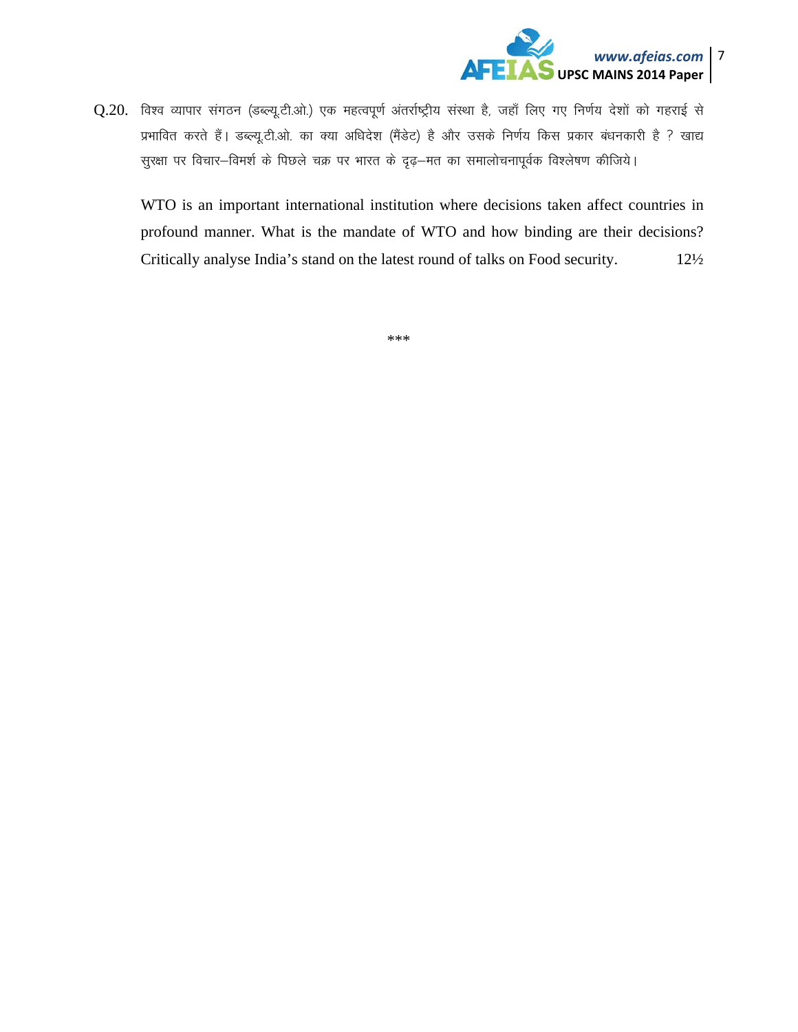Q.20. विश्व व्यापार संगठन (डब्ल्यू.टी.ओ.) एक महत्वपूर्ण अंतर्राष्ट्रीय संस्था है, जहाँ लिए गए निर्णय देशों को गहराई से प्रभावित करते हैं। डब्ल्यू.टी.ओ. का क्या अधिदेश (मैंडेट) है और उसके निर्णय किस प्रकार बंधनकारी है ? खाद्य सुरक्षा पर विचार–विमर्श के पिछले चक्र पर भारत के दृढ़–मत का समालोचनापूर्वक विश्लेषण कीजिये।

WTO is an important international institution where decisions taken affect countries in profound manner. What is the mandate of WTO and how binding are their decisions? Critically analyse India's stand on the latest round of talks on Food security. 12½

***